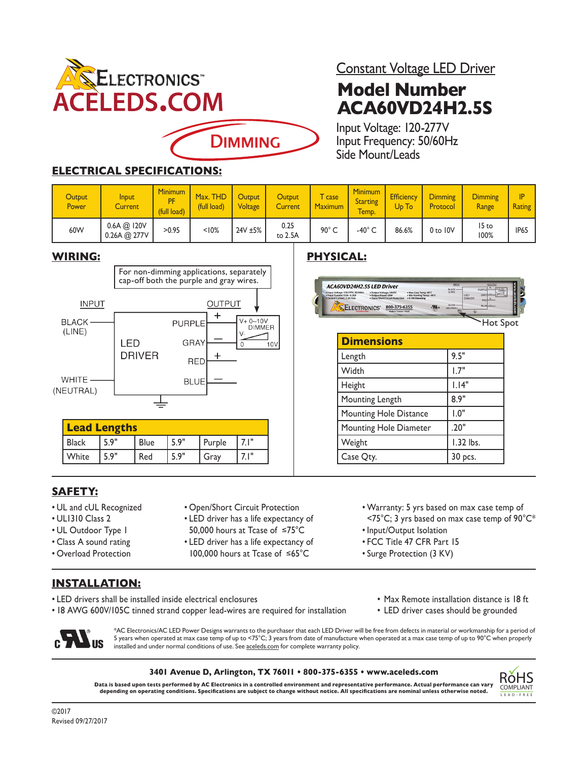AC ELECTRONICS™
ACELEDS.COM

DIMMING

## Constant Voltage LED Driver

# Model Number ACA60VD24H2.5S

Input Voltage: 120-277V
Input Frequency: 50/60Hz
Side Mount/Leads

## ELECTRICAL SPECIFICATIONS:

| Output Power | Input Current | Minimum PF (full load) | Max. THD (full load) | Output Voltage | Output Current | T case Maximum | Minimum Starting Temp. | Efficiency Up To | Dimming Protocol | Dimming Range | IP Rating |
|---|---|---|---|---|---|---|---|---|---|---|---|
| 60W | 0.6A @ 120V 0.26A @ 277V | >0.95 | <10% | 24V ±5% | 0.25 to 2.5A | 90° C | -40° C | 86.6% | 0 to 10V | 15 to 100% | IP65 |

## WIRING:

For non-dimming applications, separately cap-off both the purple and gray wires.

INPUT: BLACK (LINE), WHITE (NEUTRAL)

LED DRIVER

OUTPUT: PURPLE +, GRAY −, RED +, BLUE −

V+ 0~10V DIMMER V- 0 10V

| Lead Lengths | | | | | |
|---|---|---|---|---|---|
| Black | 5.9" | Blue | 5.9" | Purple | 7.1" |
| White | 5.9" | Red | 5.9" | Gray | 7.1" |

## PHYSICAL:

Hot Spot

| Dimensions | |
|---|---|
| Length | 9.5" |
| Width | 1.7" |
| Height | 1.14" |
| Mounting Length | 8.9" |
| Mounting Hole Distance | 1.0" |
| Mounting Hole Diameter | .20" |
| Weight | 1.32 lbs. |
| Case Qty. | 30 pcs. |

## SAFETY:

- UL and cUL Recognized
- UL1310 Class 2
- UL Outdoor Type 1
- Class A sound rating
- Overload Protection
- Open/Short Circuit Protection
- LED driver has a life expectancy of 50,000 hours at Tcase of ≤75°C
- LED driver has a life expectancy of 100,000 hours at Tcase of ≤65°C
- Warranty: 5 yrs based on max case temp of <75°C; 3 yrs based on max case temp of 90°C*
- Input/Output Isolation
- FCC Title 47 CFR Part 15
- Surge Protection (3 KV)

## INSTALLATION:

- LED drivers shall be installed inside electrical enclosures
- 18 AWG 600V/105C tinned strand copper lead-wires are required for installation
- Max Remote installation distance is 18 ft
- LED driver cases should be grounded

*AC Electronics/AC LED Power Designs warrants to the purchaser that each LED Driver will be free from defects in material or workmanship for a period of 5 years when operated at max case temp of up to <75°C; 3 years from date of manufacture when operated at a max case temp of up to 90°C when properly installed and under normal conditions of use. See aceleds.com for complete warranty policy.

**3401 Avenue D, Arlington, TX 76011 • 800-375-6355 • www.aceleds.com**

**Data is based upon tests performed by AC Electronics in a controlled environment and representative performance. Actual performance can vary depending on operating conditions. Specifications are subject to change without notice. All specifications are nominal unless otherwise noted.**

RoHS COMPLIANT LEAD-FREE

©2017
Revised 09/27/2017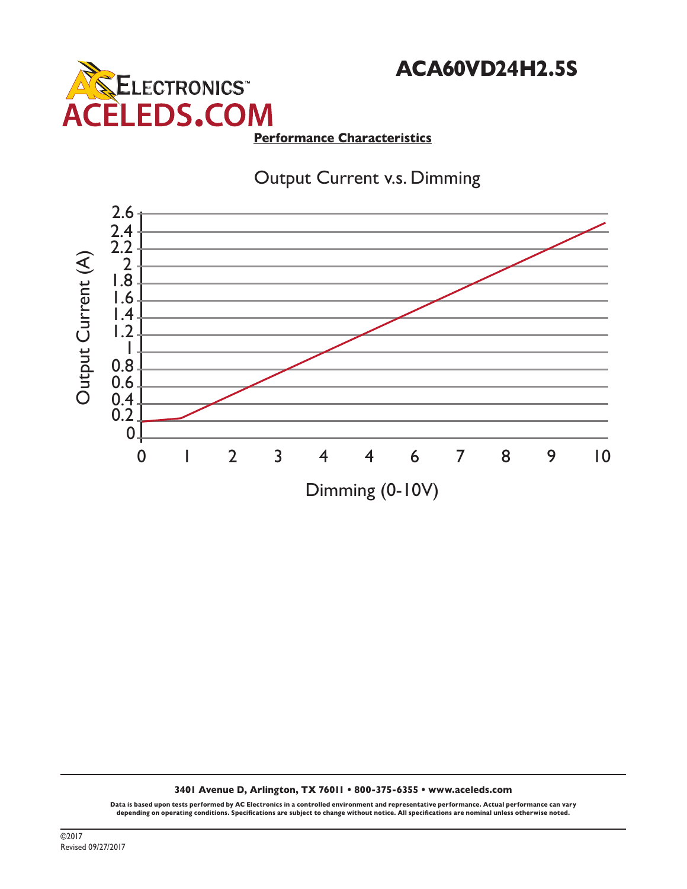# ACA60VD24H2.5S

## Performance Characteristics

Output Current v.s. Dimming

Output Current (A)

2.6
2.4
2.2
2
1.8
1.6
1.4
1.2
1
0.8
0.6
0.4
0.2
0

0 1 2 3 4 4 6 7 8 9 10

Dimming (0-10V)

**3401 Avenue D, Arlington, TX 76011 • 800-375-6355 • www.aceleds.com**

**Data is based upon tests performed by AC Electronics in a controlled environment and representative performance. Actual performance can vary depending on operating conditions. Specifications are subject to change without notice. All specifications are nominal unless otherwise noted.**

©2017
Revised 09/27/2017